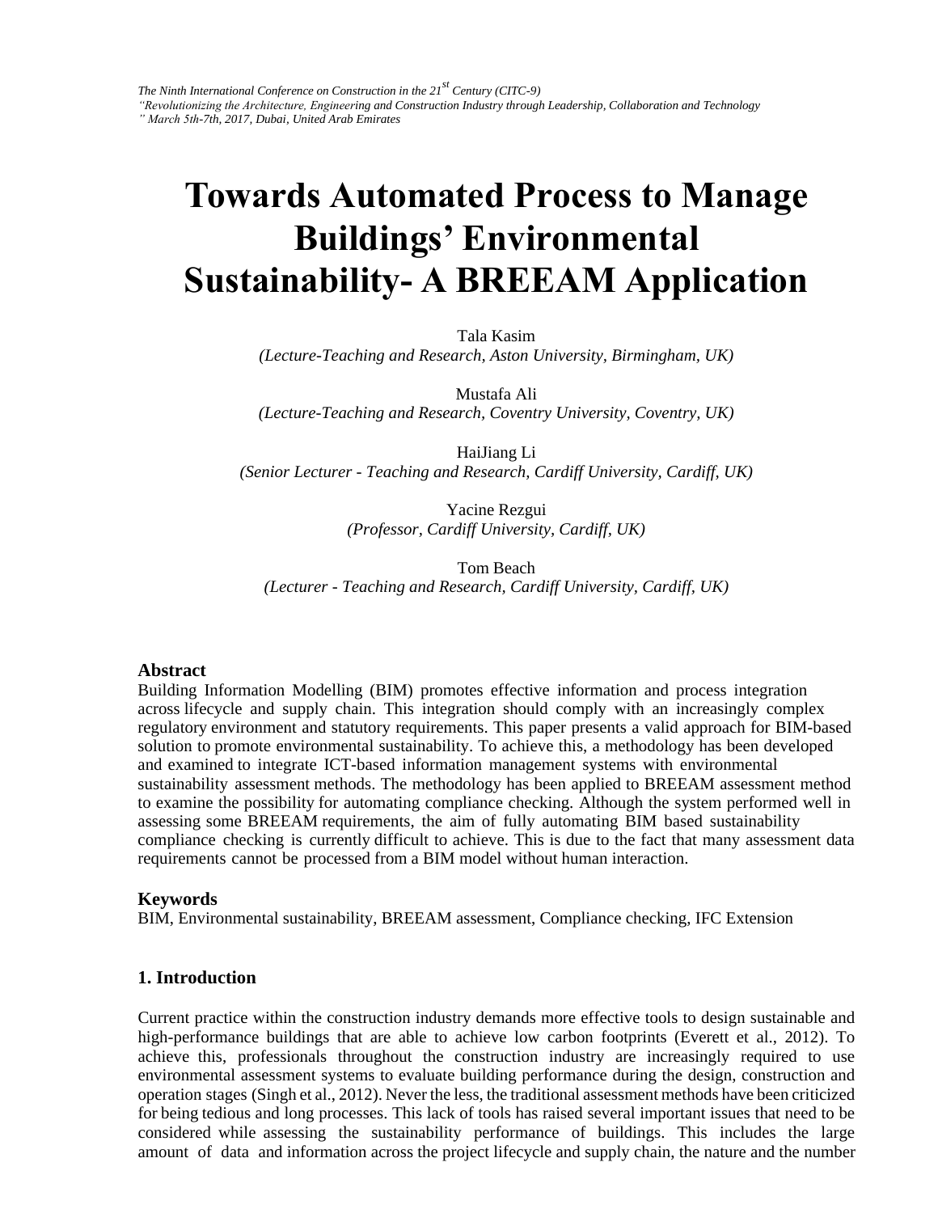# Towards Automated Process to Manage Buildings' Environmental Sustainability- A BREEAM Application

Tala Kasim
*(Lecture-Teaching and Research, Aston University, Birmingham, UK)*

Mustafa Ali
*(Lecture-Teaching and Research, Coventry University, Coventry, UK)*

HaiJiang Li
*(Senior Lecturer - Teaching and Research, Cardiff University, Cardiff, UK)*

Yacine Rezgui
*(Professor, Cardiff University, Cardiff, UK)*

Tom Beach
*(Lecturer - Teaching and Research, Cardiff University, Cardiff, UK)*

## Abstract

Building Information Modelling (BIM) promotes effective information and process integration across lifecycle and supply chain. This integration should comply with an increasingly complex regulatory environment and statutory requirements. This paper presents a valid approach for BIM-based solution to promote environmental sustainability. To achieve this, a methodology has been developed and examined to integrate ICT-based information management systems with environmental sustainability assessment methods. The methodology has been applied to BREEAM assessment method to examine the possibility for automating compliance checking. Although the system performed well in assessing some BREEAM requirements, the aim of fully automating BIM based sustainability compliance checking is currently difficult to achieve. This is due to the fact that many assessment data requirements cannot be processed from a BIM model without human interaction.

## Keywords

BIM, Environmental sustainability, BREEAM assessment, Compliance checking, IFC Extension

## 1. Introduction

Current practice within the construction industry demands more effective tools to design sustainable and high-performance buildings that are able to achieve low carbon footprints (Everett et al., 2012). To achieve this, professionals throughout the construction industry are increasingly required to use environmental assessment systems to evaluate building performance during the design, construction and operation stages (Singh et al., 2012). Never the less, the traditional assessment methods have been criticized for being tedious and long processes. This lack of tools has raised several important issues that need to be considered while assessing the sustainability performance of buildings. This includes the large amount of data and information across the project lifecycle and supply chain, the nature and the number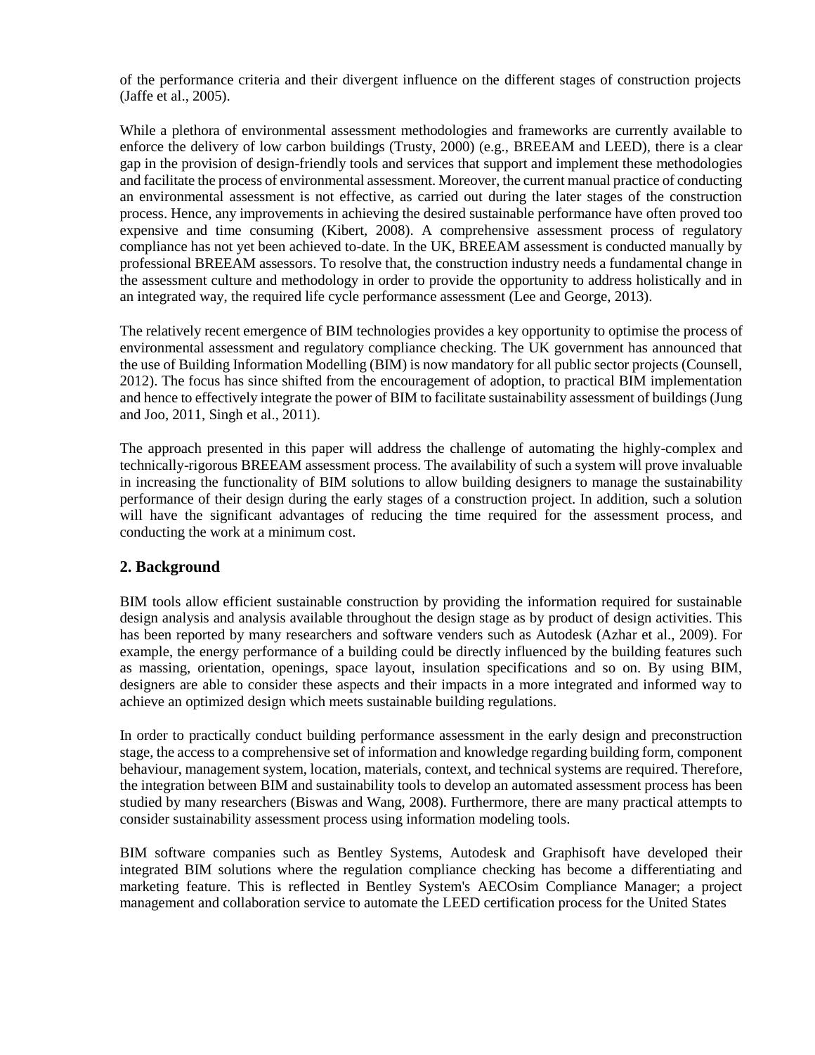of the performance criteria and their divergent influence on the different stages of construction projects (Jaffe et al., 2005).

While a plethora of environmental assessment methodologies and frameworks are currently available to enforce the delivery of low carbon buildings (Trusty, 2000) (e.g., BREEAM and LEED), there is a clear gap in the provision of design-friendly tools and services that support and implement these methodologies and facilitate the process of environmental assessment. Moreover, the current manual practice of conducting an environmental assessment is not effective, as carried out during the later stages of the construction process. Hence, any improvements in achieving the desired sustainable performance have often proved too expensive and time consuming (Kibert, 2008). A comprehensive assessment process of regulatory compliance has not yet been achieved to-date. In the UK, BREEAM assessment is conducted manually by professional BREEAM assessors. To resolve that, the construction industry needs a fundamental change in the assessment culture and methodology in order to provide the opportunity to address holistically and in an integrated way, the required life cycle performance assessment (Lee and George, 2013).

The relatively recent emergence of BIM technologies provides a key opportunity to optimise the process of environmental assessment and regulatory compliance checking. The UK government has announced that the use of Building Information Modelling (BIM) is now mandatory for all public sector projects (Counsell, 2012). The focus has since shifted from the encouragement of adoption, to practical BIM implementation and hence to effectively integrate the power of BIM to facilitate sustainability assessment of buildings (Jung and Joo, 2011, Singh et al., 2011).

The approach presented in this paper will address the challenge of automating the highly-complex and technically-rigorous BREEAM assessment process. The availability of such a system will prove invaluable in increasing the functionality of BIM solutions to allow building designers to manage the sustainability performance of their design during the early stages of a construction project. In addition, such a solution will have the significant advantages of reducing the time required for the assessment process, and conducting the work at a minimum cost.

## 2. Background

BIM tools allow efficient sustainable construction by providing the information required for sustainable design analysis and analysis available throughout the design stage as by product of design activities. This has been reported by many researchers and software venders such as Autodesk (Azhar et al., 2009). For example, the energy performance of a building could be directly influenced by the building features such as massing, orientation, openings, space layout, insulation specifications and so on. By using BIM, designers are able to consider these aspects and their impacts in a more integrated and informed way to achieve an optimized design which meets sustainable building regulations.

In order to practically conduct building performance assessment in the early design and preconstruction stage, the access to a comprehensive set of information and knowledge regarding building form, component behaviour, management system, location, materials, context, and technical systems are required. Therefore, the integration between BIM and sustainability tools to develop an automated assessment process has been studied by many researchers (Biswas and Wang, 2008). Furthermore, there are many practical attempts to consider sustainability assessment process using information modeling tools.

BIM software companies such as Bentley Systems, Autodesk and Graphisoft have developed their integrated BIM solutions where the regulation compliance checking has become a differentiating and marketing feature. This is reflected in Bentley System's AECOsim Compliance Manager; a project management and collaboration service to automate the LEED certification process for the United States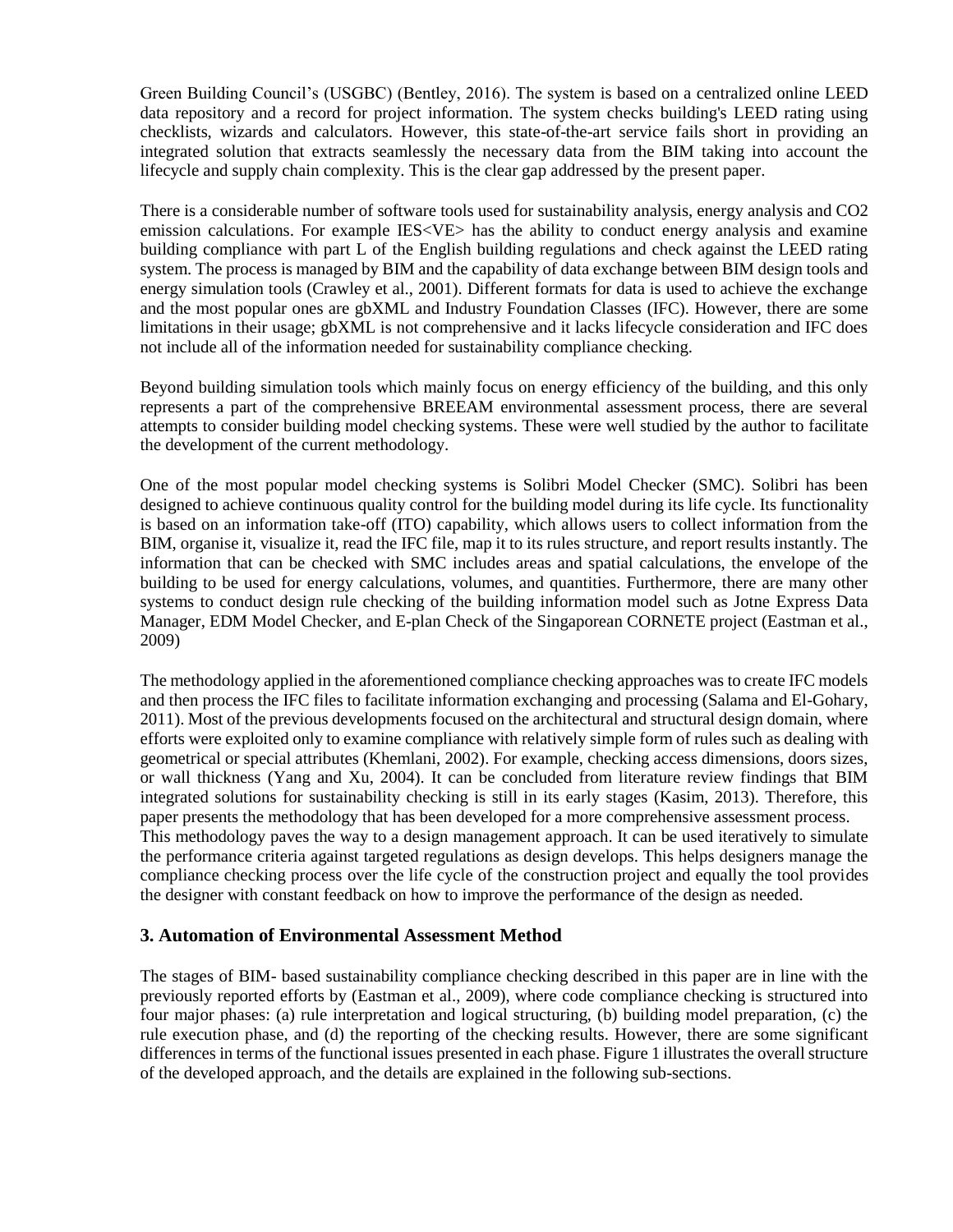Green Building Council's (USGBC) (Bentley, 2016). The system is based on a centralized online LEED data repository and a record for project information. The system checks building's LEED rating using checklists, wizards and calculators. However, this state-of-the-art service fails short in providing an integrated solution that extracts seamlessly the necessary data from the BIM taking into account the lifecycle and supply chain complexity. This is the clear gap addressed by the present paper.

There is a considerable number of software tools used for sustainability analysis, energy analysis and CO2 emission calculations. For example IES<VE> has the ability to conduct energy analysis and examine building compliance with part L of the English building regulations and check against the LEED rating system. The process is managed by BIM and the capability of data exchange between BIM design tools and energy simulation tools (Crawley et al., 2001). Different formats for data is used to achieve the exchange and the most popular ones are gbXML and Industry Foundation Classes (IFC). However, there are some limitations in their usage; gbXML is not comprehensive and it lacks lifecycle consideration and IFC does not include all of the information needed for sustainability compliance checking.

Beyond building simulation tools which mainly focus on energy efficiency of the building, and this only represents a part of the comprehensive BREEAM environmental assessment process, there are several attempts to consider building model checking systems. These were well studied by the author to facilitate the development of the current methodology.

One of the most popular model checking systems is Solibri Model Checker (SMC). Solibri has been designed to achieve continuous quality control for the building model during its life cycle. Its functionality is based on an information take-off (ITO) capability, which allows users to collect information from the BIM, organise it, visualize it, read the IFC file, map it to its rules structure, and report results instantly. The information that can be checked with SMC includes areas and spatial calculations, the envelope of the building to be used for energy calculations, volumes, and quantities. Furthermore, there are many other systems to conduct design rule checking of the building information model such as Jotne Express Data Manager, EDM Model Checker, and E-plan Check of the Singaporean CORNETE project (Eastman et al., 2009)

The methodology applied in the aforementioned compliance checking approaches was to create IFC models and then process the IFC files to facilitate information exchanging and processing (Salama and El-Gohary, 2011). Most of the previous developments focused on the architectural and structural design domain, where efforts were exploited only to examine compliance with relatively simple form of rules such as dealing with geometrical or special attributes (Khemlani, 2002). For example, checking access dimensions, doors sizes, or wall thickness (Yang and Xu, 2004). It can be concluded from literature review findings that BIM integrated solutions for sustainability checking is still in its early stages (Kasim, 2013). Therefore, this paper presents the methodology that has been developed for a more comprehensive assessment process.
This methodology paves the way to a design management approach. It can be used iteratively to simulate the performance criteria against targeted regulations as design develops. This helps designers manage the compliance checking process over the life cycle of the construction project and equally the tool provides the designer with constant feedback on how to improve the performance of the design as needed.

## 3. Automation of Environmental Assessment Method

The stages of BIM- based sustainability compliance checking described in this paper are in line with the previously reported efforts by (Eastman et al., 2009), where code compliance checking is structured into four major phases: (a) rule interpretation and logical structuring, (b) building model preparation, (c) the rule execution phase, and (d) the reporting of the checking results. However, there are some significant differences in terms of the functional issues presented in each phase. Figure 1 illustrates the overall structure of the developed approach, and the details are explained in the following sub-sections.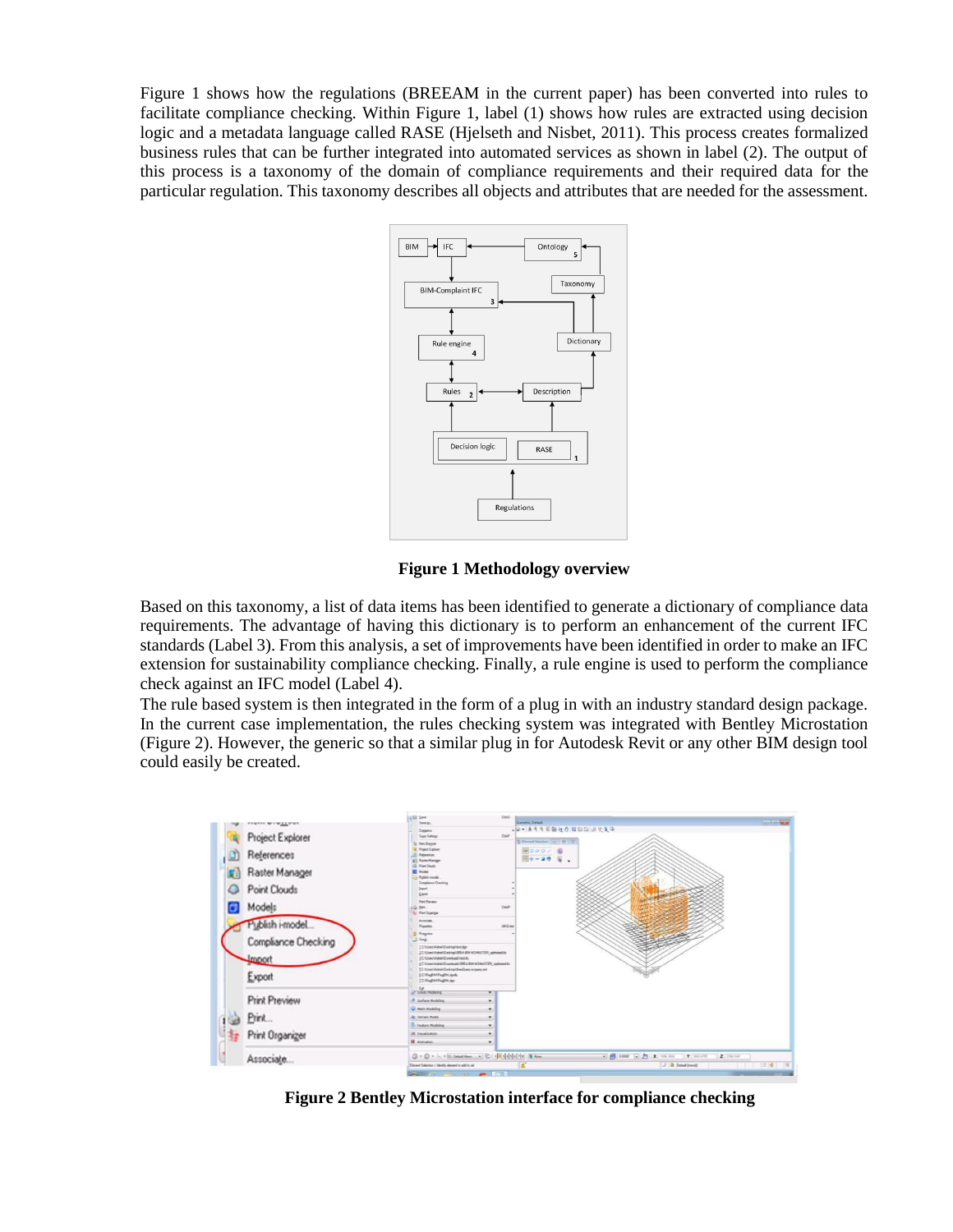Figure 1 shows how the regulations (BREEAM in the current paper) has been converted into rules to facilitate compliance checking. Within Figure 1, label (1) shows how rules are extracted using decision logic and a metadata language called RASE (Hjelseth and Nisbet, 2011). This process creates formalized business rules that can be further integrated into automated services as shown in label (2). The output of this process is a taxonomy of the domain of compliance requirements and their required data for the particular regulation. This taxonomy describes all objects and attributes that are needed for the assessment.

**Figure 1 Methodology overview**

Based on this taxonomy, a list of data items has been identified to generate a dictionary of compliance data requirements. The advantage of having this dictionary is to perform an enhancement of the current IFC standards (Label 3). From this analysis, a set of improvements have been identified in order to make an IFC extension for sustainability compliance checking. Finally, a rule engine is used to perform the compliance check against an IFC model (Label 4).

The rule based system is then integrated in the form of a plug in with an industry standard design package. In the current case implementation, the rules checking system was integrated with Bentley Microstation (Figure 2). However, the generic so that a similar plug in for Autodesk Revit or any other BIM design tool could easily be created.

**Figure 2 Bentley Microstation interface for compliance checking**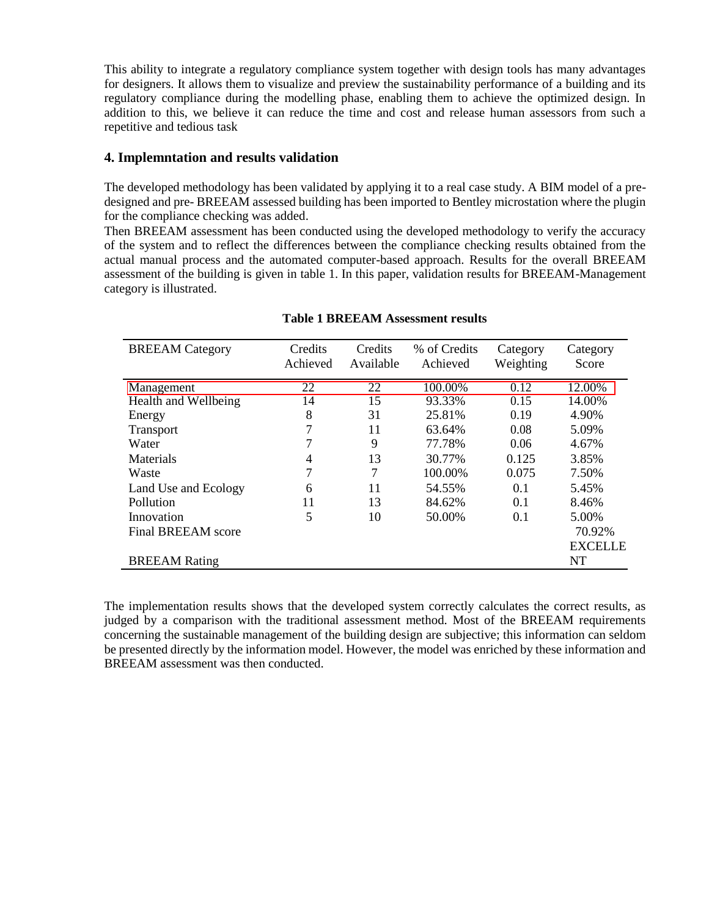This ability to integrate a regulatory compliance system together with design tools has many advantages for designers. It allows them to visualize and preview the sustainability performance of a building and its regulatory compliance during the modelling phase, enabling them to achieve the optimized design. In addition to this, we believe it can reduce the time and cost and release human assessors from such a repetitive and tedious task

## 4. Implemntation and results validation

The developed methodology has been validated by applying it to a real case study. A BIM model of a pre-designed and pre- BREEAM assessed building has been imported to Bentley microstation where the plugin for the compliance checking was added.

Then BREEAM assessment has been conducted using the developed methodology to verify the accuracy of the system and to reflect the differences between the compliance checking results obtained from the actual manual process and the automated computer-based approach. Results for the overall BREEAM assessment of the building is given in table 1. In this paper, validation results for BREEAM-Management category is illustrated.

**Table 1 BREEAM Assessment results**

| BREEAM Category | Credits Achieved | Credits Available | % of Credits Achieved | Category Weighting | Category Score |
|---|---|---|---|---|---|
| Management | 22 | 22 | 100.00% | 0.12 | 12.00% |
| Health and Wellbeing | 14 | 15 | 93.33% | 0.15 | 14.00% |
| Energy | 8 | 31 | 25.81% | 0.19 | 4.90% |
| Transport | 7 | 11 | 63.64% | 0.08 | 5.09% |
| Water | 7 | 9 | 77.78% | 0.06 | 4.67% |
| Materials | 4 | 13 | 30.77% | 0.125 | 3.85% |
| Waste | 7 | 7 | 100.00% | 0.075 | 7.50% |
| Land Use and Ecology | 6 | 11 | 54.55% | 0.1 | 5.45% |
| Pollution | 11 | 13 | 84.62% | 0.1 | 8.46% |
| Innovation | 5 | 10 | 50.00% | 0.1 | 5.00% |
| Final BREEAM score | | | | | 70.92% |
| BREEAM Rating | | | | | EXCELLENT |

The implementation results shows that the developed system correctly calculates the correct results, as judged by a comparison with the traditional assessment method. Most of the BREEAM requirements concerning the sustainable management of the building design are subjective; this information can seldom be presented directly by the information model. However, the model was enriched by these information and BREEAM assessment was then conducted.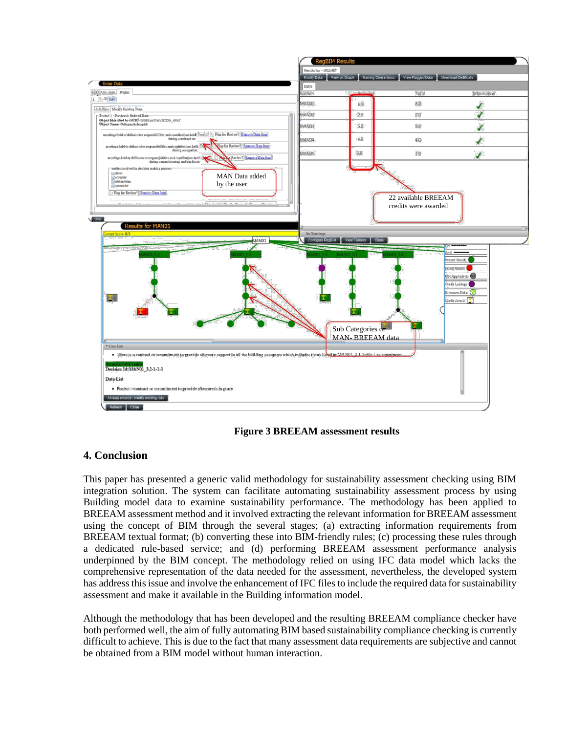**Figure 3 BREEAM assessment results**

## 4. Conclusion

This paper has presented a generic valid methodology for sustainability assessment checking using BIM integration solution. The system can facilitate automating sustainability assessment process by using Building model data to examine sustainability performance. The methodology has been applied to BREEAM assessment method and it involved extracting the relevant information for BREEAM assessment using the concept of BIM through the several stages; (a) extracting information requirements from BREEAM textual format; (b) converting these into BIM-friendly rules; (c) processing these rules through a dedicated rule-based service; and (d) performing BREEAM assessment performance analysis underpinned by the BIM concept. The methodology relied on using IFC data model which lacks the comprehensive representation of the data needed for the assessment, nevertheless, the developed system has address this issue and involve the enhancement of IFC files to include the required data for sustainability assessment and make it available in the Building information model.

Although the methodology that has been developed and the resulting BREEAM compliance checker have both performed well, the aim of fully automating BIM based sustainability compliance checking is currently difficult to achieve. This is due to the fact that many assessment data requirements are subjective and cannot be obtained from a BIM model without human interaction.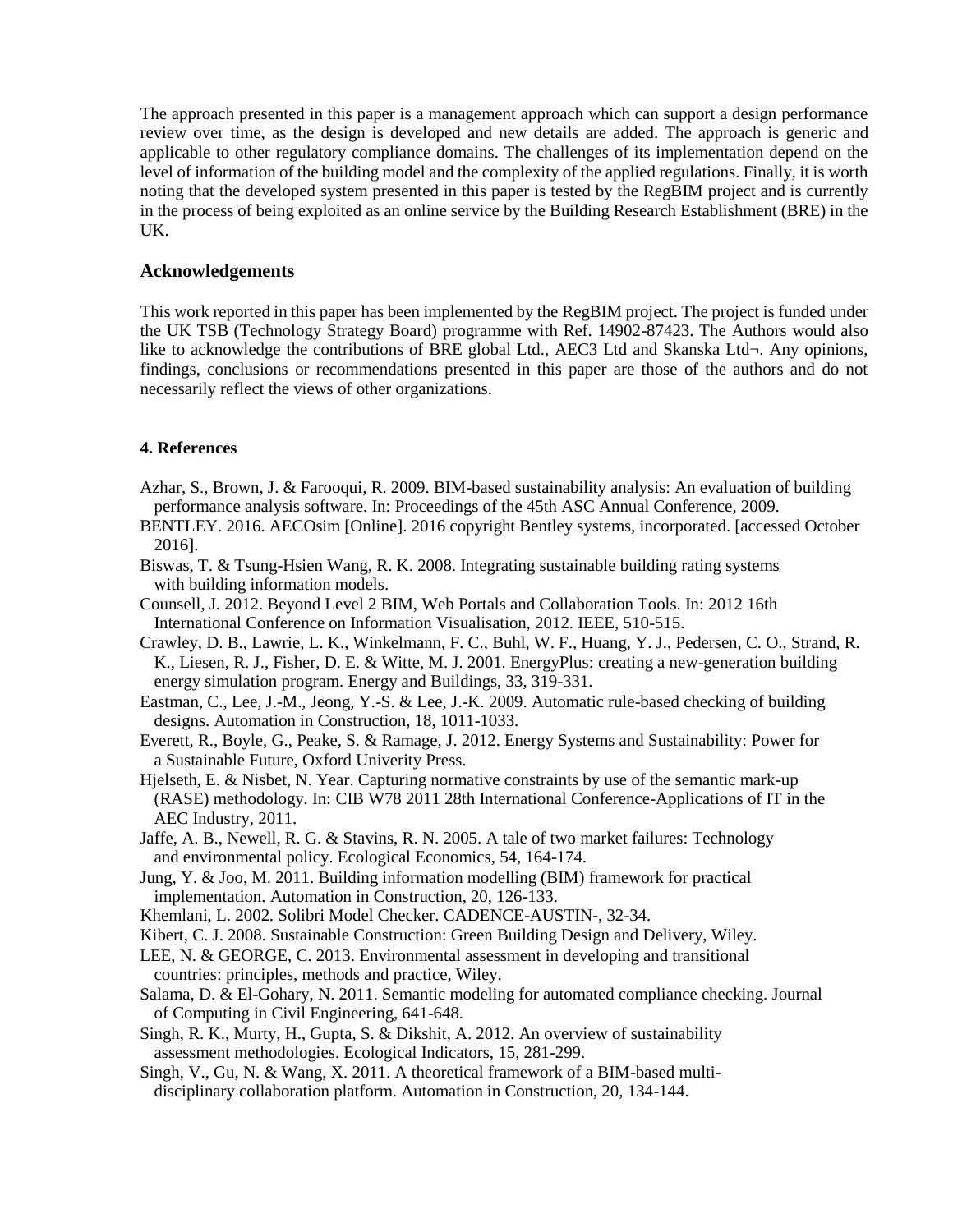The approach presented in this paper is a management approach which can support a design performance review over time, as the design is developed and new details are added. The approach is generic and applicable to other regulatory compliance domains. The challenges of its implementation depend on the level of information of the building model and the complexity of the applied regulations. Finally, it is worth noting that the developed system presented in this paper is tested by the RegBIM project and is currently in the process of being exploited as an online service by the Building Research Establishment (BRE) in the UK.

## Acknowledgements

This work reported in this paper has been implemented by the RegBIM project. The project is funded under the UK TSB (Technology Strategy Board) programme with Ref. 14902-87423. The Authors would also like to acknowledge the contributions of BRE global Ltd., AEC3 Ltd and Skanska Ltd¬. Any opinions, findings, conclusions or recommendations presented in this paper are those of the authors and do not necessarily reflect the views of other organizations.

### 4. References

Azhar, S., Brown, J. & Farooqui, R. 2009. BIM-based sustainability analysis: An evaluation of building performance analysis software. In: Proceedings of the 45th ASC Annual Conference, 2009.

BENTLEY. 2016. AECOsim [Online]. 2016 copyright Bentley systems, incorporated. [accessed October 2016].

Biswas, T. & Tsung-Hsien Wang, R. K. 2008. Integrating sustainable building rating systems with building information models.

Counsell, J. 2012. Beyond Level 2 BIM, Web Portals and Collaboration Tools. In: 2012 16th International Conference on Information Visualisation, 2012. IEEE, 510-515.

Crawley, D. B., Lawrie, L. K., Winkelmann, F. C., Buhl, W. F., Huang, Y. J., Pedersen, C. O., Strand, R. K., Liesen, R. J., Fisher, D. E. & Witte, M. J. 2001. EnergyPlus: creating a new-generation building energy simulation program. Energy and Buildings, 33, 319-331.

Eastman, C., Lee, J.-M., Jeong, Y.-S. & Lee, J.-K. 2009. Automatic rule-based checking of building designs. Automation in Construction, 18, 1011-1033.

Everett, R., Boyle, G., Peake, S. & Ramage, J. 2012. Energy Systems and Sustainability: Power for a Sustainable Future, Oxford Univerity Press.

Hjelseth, E. & Nisbet, N. Year. Capturing normative constraints by use of the semantic mark-up (RASE) methodology. In: CIB W78 2011 28th International Conference-Applications of IT in the AEC Industry, 2011.

Jaffe, A. B., Newell, R. G. & Stavins, R. N. 2005. A tale of two market failures: Technology and environmental policy. Ecological Economics, 54, 164-174.

Jung, Y. & Joo, M. 2011. Building information modelling (BIM) framework for practical implementation. Automation in Construction, 20, 126-133.

Khemlani, L. 2002. Solibri Model Checker. CADENCE-AUSTIN-, 32-34.

Kibert, C. J. 2008. Sustainable Construction: Green Building Design and Delivery, Wiley.

LEE, N. & GEORGE, C. 2013. Environmental assessment in developing and transitional countries: principles, methods and practice, Wiley.

Salama, D. & El-Gohary, N. 2011. Semantic modeling for automated compliance checking. Journal of Computing in Civil Engineering, 641-648.

Singh, R. K., Murty, H., Gupta, S. & Dikshit, A. 2012. An overview of sustainability assessment methodologies. Ecological Indicators, 15, 281-299.

Singh, V., Gu, N. & Wang, X. 2011. A theoretical framework of a BIM-based multi-disciplinary collaboration platform. Automation in Construction, 20, 134-144.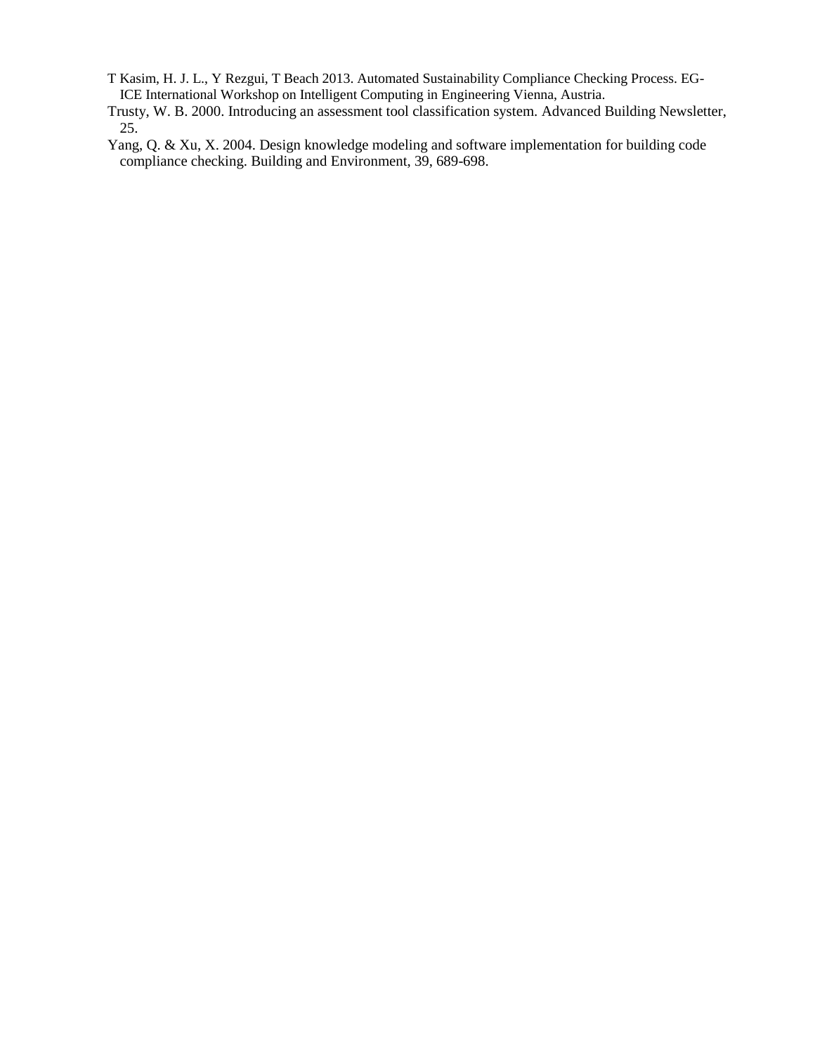T Kasim, H. J. L., Y Rezgui, T Beach 2013. Automated Sustainability Compliance Checking Process. EG-ICE International Workshop on Intelligent Computing in Engineering Vienna, Austria.

Trusty, W. B. 2000. Introducing an assessment tool classification system. Advanced Building Newsletter, 25.

Yang, Q. & Xu, X. 2004. Design knowledge modeling and software implementation for building code compliance checking. Building and Environment, 39, 689-698.